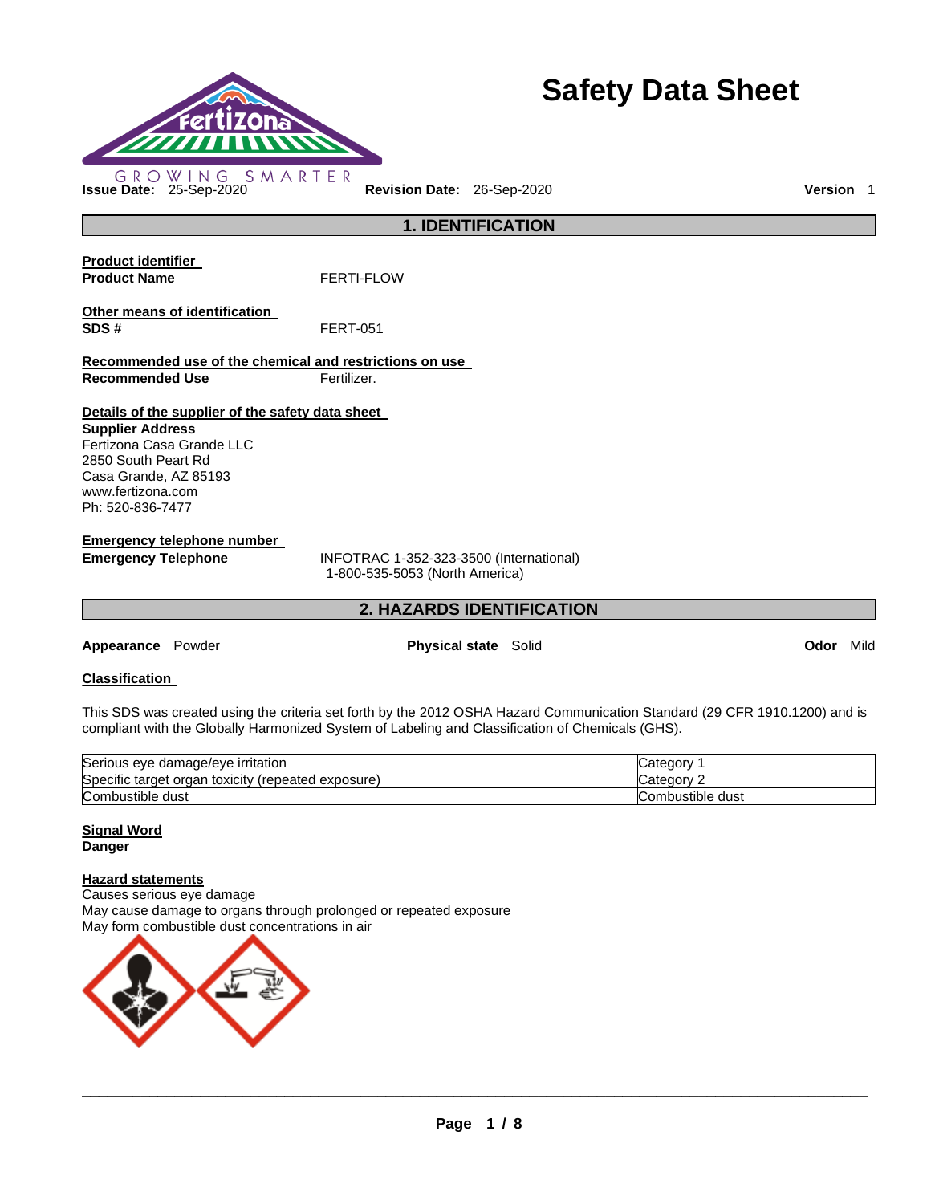# Safety Data Sheet

**Issue Date:** 25-Sep-2020 **Revision Date:** 26-Sep-2020 **Version** 1

## 1. IDENTIFICATION

**Product identifier**

**Product Name** FERTI-FLOW

**Other means of identification**

**SDS #** FERT-051

**Recommended use of the chemical and restrictions on use**

**Recommended Use** Fertilizer.

**Details of the supplier of the safety data sheet**

**Supplier Address**
Fertizona Casa Grande LLC
2850 South Peart Rd
Casa Grande, AZ 85193
www.fertizona.com
Ph: 520-836-7477

**Emergency telephone number**

**Emergency Telephone** INFOTRAC 1-352-323-3500 (International)
1-800-535-5053 (North America)

## 2. HAZARDS IDENTIFICATION

**Appearance** Powder **Physical state** Solid **Odor** Mild

**Classification**

This SDS was created using the criteria set forth by the 2012 OSHA Hazard Communication Standard (29 CFR 1910.1200) and is compliant with the Globally Harmonized System of Labeling and Classification of Chemicals (GHS).

| | |
|---|---|
| Serious eye damage/eye irritation | Category 1 |
| Specific target organ toxicity (repeated exposure) | Category 2 |
| Combustible dust | Combustible dust |

**Signal Word**

**Danger**

**Hazard statements**

Causes serious eye damage
May cause damage to organs through prolonged or repeated exposure
May form combustible dust concentrations in air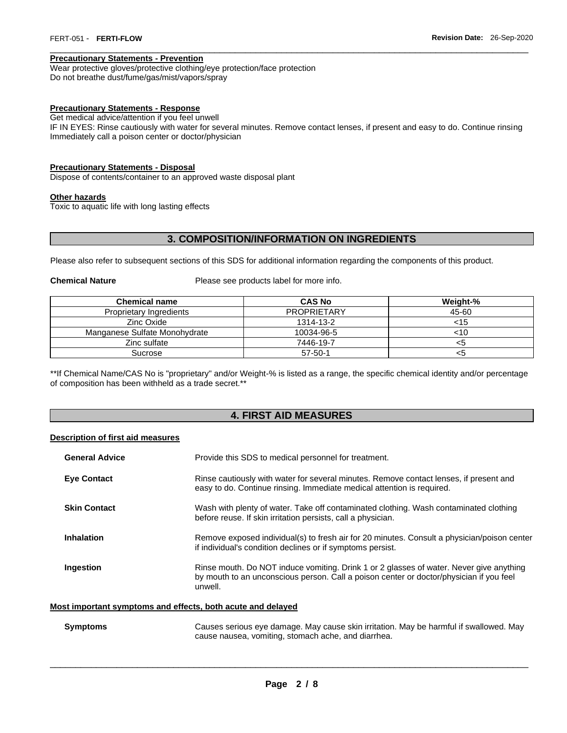#### Precautionary Statements - Prevention

Wear protective gloves/protective clothing/eye protection/face protection
Do not breathe dust/fume/gas/mist/vapors/spray

#### Precautionary Statements - Response

Get medical advice/attention if you feel unwell
IF IN EYES: Rinse cautiously with water for several minutes. Remove contact lenses, if present and easy to do. Continue rinsing
Immediately call a poison center or doctor/physician

#### Precautionary Statements - Disposal

Dispose of contents/container to an approved waste disposal plant

#### Other hazards

Toxic to aquatic life with long lasting effects

## 3. COMPOSITION/INFORMATION ON INGREDIENTS

Please also refer to subsequent sections of this SDS for additional information regarding the components of this product.

**Chemical Nature** Please see products label for more info.

| Chemical name | CAS No | Weight-% |
| --- | --- | --- |
| Proprietary Ingredients | PROPRIETARY | 45-60 |
| Zinc Oxide | 1314-13-2 | <15 |
| Manganese Sulfate Monohydrate | 10034-96-5 | <10 |
| Zinc sulfate | 7446-19-7 | <5 |
| Sucrose | 57-50-1 | <5 |

**If Chemical Name/CAS No is "proprietary" and/or Weight-% is listed as a range, the specific chemical identity and/or percentage of composition has been withheld as a trade secret.**

## 4. FIRST AID MEASURES

#### Description of first aid measures

**General Advice** Provide this SDS to medical personnel for treatment.

**Eye Contact** Rinse cautiously with water for several minutes. Remove contact lenses, if present and easy to do. Continue rinsing. Immediate medical attention is required.

**Skin Contact** Wash with plenty of water. Take off contaminated clothing. Wash contaminated clothing before reuse. If skin irritation persists, call a physician.

**Inhalation** Remove exposed individual(s) to fresh air for 20 minutes. Consult a physician/poison center if individual's condition declines or if symptoms persist.

**Ingestion** Rinse mouth. Do NOT induce vomiting. Drink 1 or 2 glasses of water. Never give anything by mouth to an unconscious person. Call a poison center or doctor/physician if you feel unwell.

#### Most important symptoms and effects, both acute and delayed

**Symptoms** Causes serious eye damage. May cause skin irritation. May be harmful if swallowed. May cause nausea, vomiting, stomach ache, and diarrhea.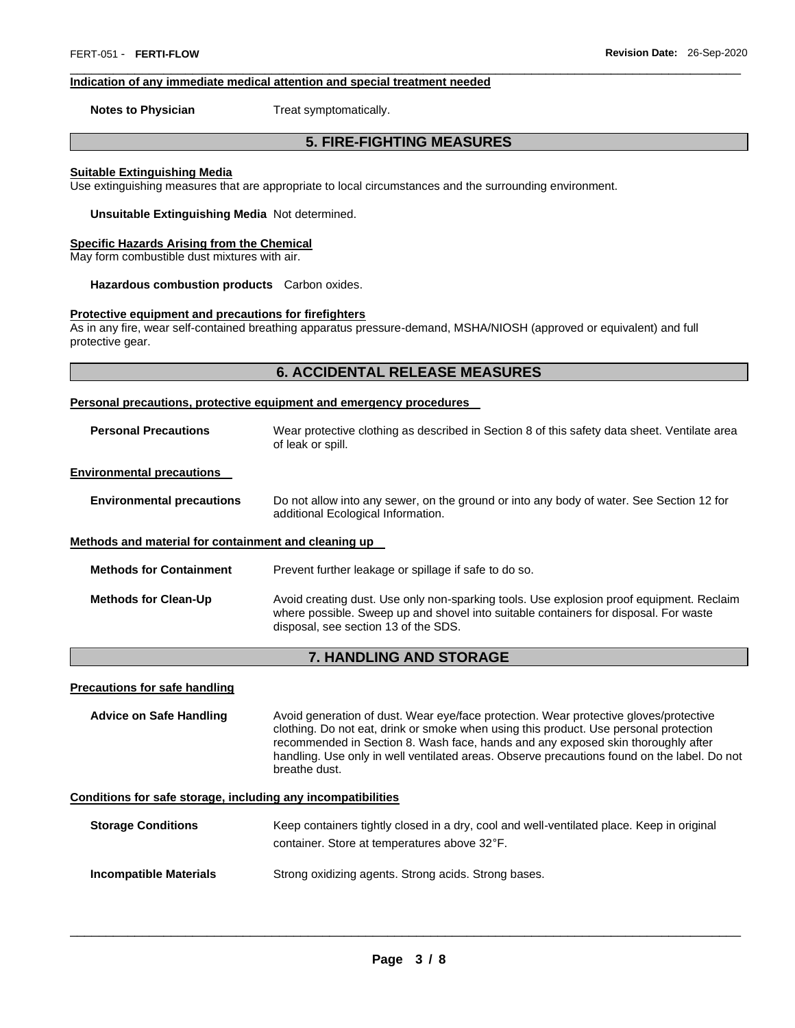**Indication of any immediate medical attention and special treatment needed**

**Notes to Physician** Treat symptomatically.

## 5. FIRE-FIGHTING MEASURES

**Suitable Extinguishing Media**

Use extinguishing measures that are appropriate to local circumstances and the surrounding environment.

**Unsuitable Extinguishing Media** Not determined.

**Specific Hazards Arising from the Chemical**

May form combustible dust mixtures with air.

**Hazardous combustion products** Carbon oxides.

**Protective equipment and precautions for firefighters**

As in any fire, wear self-contained breathing apparatus pressure-demand, MSHA/NIOSH (approved or equivalent) and full protective gear.

## 6. ACCIDENTAL RELEASE MEASURES

**Personal precautions, protective equipment and emergency procedures**

**Personal Precautions** Wear protective clothing as described in Section 8 of this safety data sheet. Ventilate area of leak or spill.

**Environmental precautions**

**Environmental precautions** Do not allow into any sewer, on the ground or into any body of water. See Section 12 for additional Ecological Information.

**Methods and material for containment and cleaning up**

**Methods for Containment** Prevent further leakage or spillage if safe to do so.

**Methods for Clean-Up** Avoid creating dust. Use only non-sparking tools. Use explosion proof equipment. Reclaim where possible. Sweep up and shovel into suitable containers for disposal. For waste disposal, see section 13 of the SDS.

## 7. HANDLING AND STORAGE

**Precautions for safe handling**

**Advice on Safe Handling** Avoid generation of dust. Wear eye/face protection. Wear protective gloves/protective clothing. Do not eat, drink or smoke when using this product. Use personal protection recommended in Section 8. Wash face, hands and any exposed skin thoroughly after handling. Use only in well ventilated areas. Observe precautions found on the label. Do not breathe dust.

**Conditions for safe storage, including any incompatibilities**

**Storage Conditions** Keep containers tightly closed in a dry, cool and well-ventilated place. Keep in original container. Store at temperatures above 32°F.

**Incompatible Materials** Strong oxidizing agents. Strong acids. Strong bases.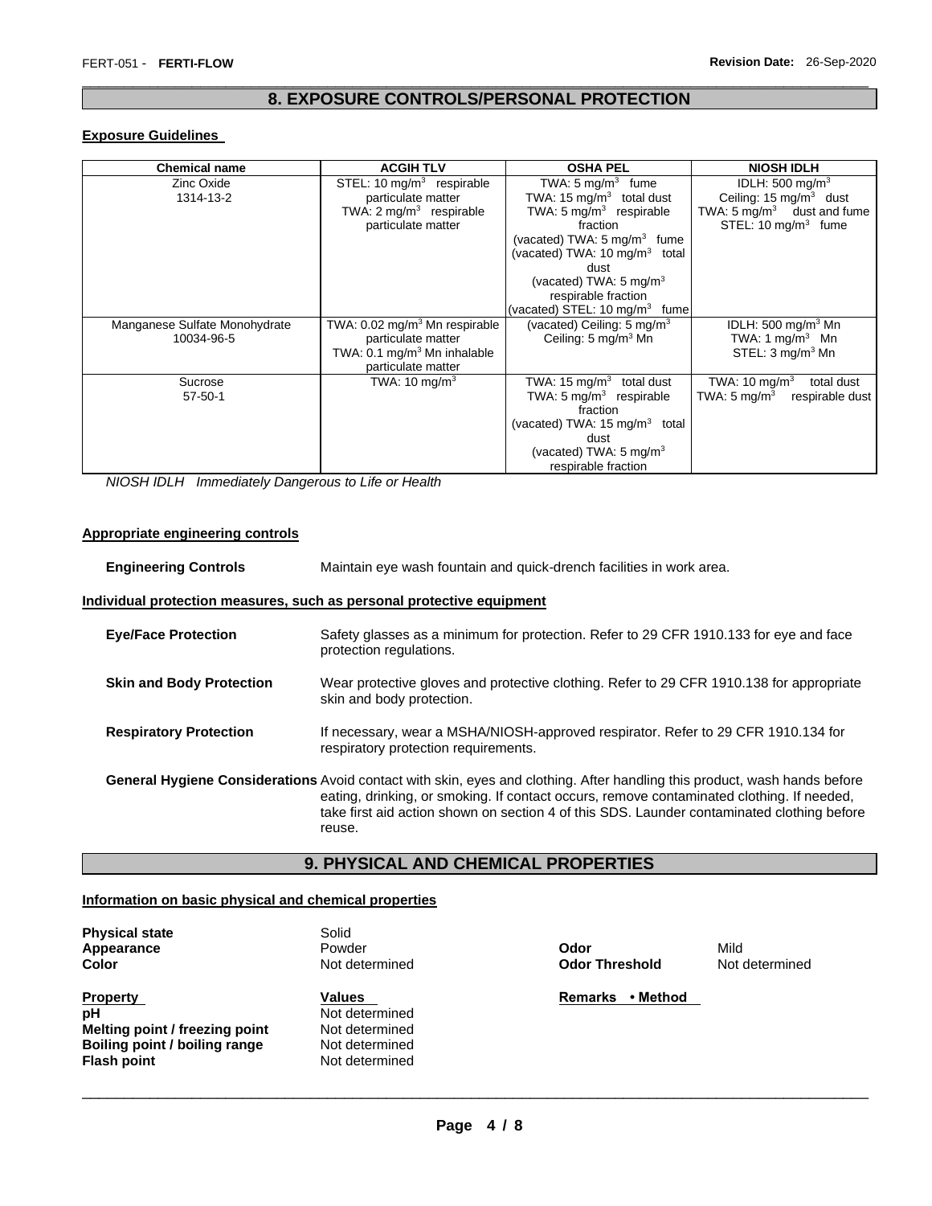## 8. EXPOSURE CONTROLS/PERSONAL PROTECTION

### Exposure Guidelines

| Chemical name | ACGIH TLV | OSHA PEL | NIOSH IDLH |
|---|---|---|---|
| Zinc Oxide<br>1314-13-2 | STEL: 10 mg/m$^3$ respirable particulate matter<br>TWA: 2 mg/m$^3$ respirable particulate matter | TWA: 5 mg/m$^3$ fume<br>TWA: 15 mg/m$^3$ total dust<br>TWA: 5 mg/m$^3$ respirable fraction<br>(vacated) TWA: 5 mg/m$^3$ fume<br>(vacated) TWA: 10 mg/m$^3$ total dust<br>(vacated) TWA: 5 mg/m$^3$ respirable fraction<br>(vacated) STEL: 10 mg/m$^3$ fume | IDLH: 500 mg/m$^3$<br>Ceiling: 15 mg/m$^3$ dust<br>TWA: 5 mg/m$^3$ dust and fume<br>STEL: 10 mg/m$^3$ fume |
| Manganese Sulfate Monohydrate<br>10034-96-5 | TWA: 0.02 mg/m$^3$ Mn respirable particulate matter<br>TWA: 0.1 mg/m$^3$ Mn inhalable particulate matter | (vacated) Ceiling: 5 mg/m$^3$<br>Ceiling: 5 mg/m$^3$ Mn | IDLH: 500 mg/m$^3$ Mn<br>TWA: 1 mg/m$^3$ Mn<br>STEL: 3 mg/m$^3$ Mn |
| Sucrose<br>57-50-1 | TWA: 10 mg/m$^3$ | TWA: 15 mg/m$^3$ total dust<br>TWA: 5 mg/m$^3$ respirable fraction<br>(vacated) TWA: 15 mg/m$^3$ total dust<br>(vacated) TWA: 5 mg/m$^3$ respirable fraction | TWA: 10 mg/m$^3$ total dust<br>TWA: 5 mg/m$^3$ respirable dust |

*NIOSH IDLH Immediately Dangerous to Life or Health*

### Appropriate engineering controls

**Engineering Controls** Maintain eye wash fountain and quick-drench facilities in work area.

### Individual protection measures, such as personal protective equipment

**Eye/Face Protection** Safety glasses as a minimum for protection. Refer to 29 CFR 1910.133 for eye and face protection regulations.

**Skin and Body Protection** Wear protective gloves and protective clothing. Refer to 29 CFR 1910.138 for appropriate skin and body protection.

**Respiratory Protection** If necessary, wear a MSHA/NIOSH-approved respirator. Refer to 29 CFR 1910.134 for respiratory protection requirements.

**General Hygiene Considerations** Avoid contact with skin, eyes and clothing. After handling this product, wash hands before eating, drinking, or smoking. If contact occurs, remove contaminated clothing. If needed, take first aid action shown on section 4 of this SDS. Launder contaminated clothing before reuse.

## 9. PHYSICAL AND CHEMICAL PROPERTIES

### Information on basic physical and chemical properties

**Physical state** Solid
**Appearance** Powder
**Color** Not determined

**Odor** Mild
**Odor Threshold** Not determined

| Property | Values | Remarks • Method |
|---|---|---|
| **pH** | Not determined | |
| **Melting point / freezing point** | Not determined | |
| **Boiling point / boiling range** | Not determined | |
| **Flash point** | Not determined | |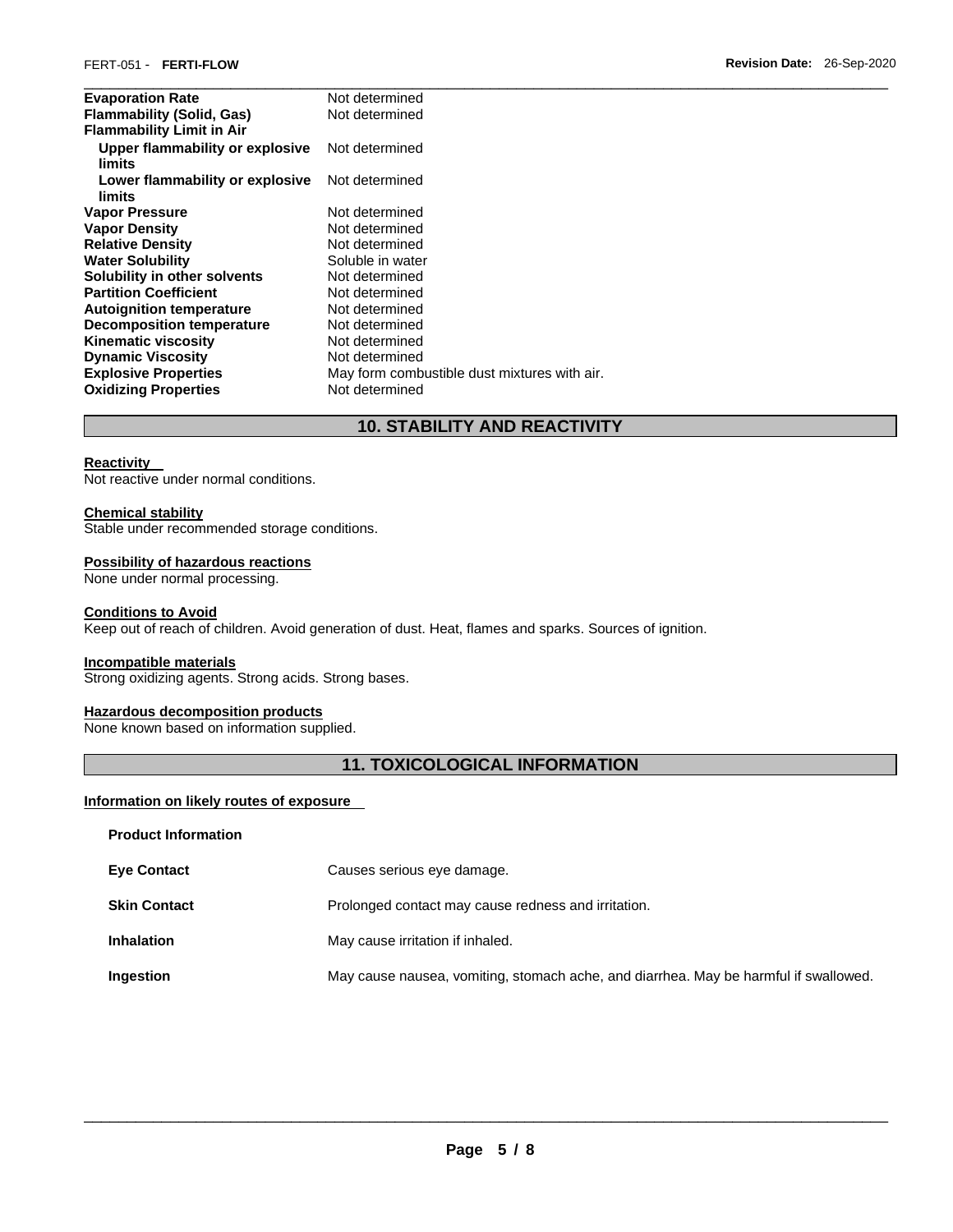| | |
|---|---|
| **Evaporation Rate** | Not determined |
| **Flammability (Solid, Gas)** | Not determined |
| **Flammability Limit in Air** | |
| **Upper flammability or explosive limits** | Not determined |
| **Lower flammability or explosive limits** | Not determined |
| **Vapor Pressure** | Not determined |
| **Vapor Density** | Not determined |
| **Relative Density** | Not determined |
| **Water Solubility** | Soluble in water |
| **Solubility in other solvents** | Not determined |
| **Partition Coefficient** | Not determined |
| **Autoignition temperature** | Not determined |
| **Decomposition temperature** | Not determined |
| **Kinematic viscosity** | Not determined |
| **Dynamic Viscosity** | Not determined |
| **Explosive Properties** | May form combustible dust mixtures with air. |
| **Oxidizing Properties** | Not determined |

## 10. STABILITY AND REACTIVITY

**Reactivity**
Not reactive under normal conditions.

**Chemical stability**
Stable under recommended storage conditions.

**Possibility of hazardous reactions**
None under normal processing.

**Conditions to Avoid**
Keep out of reach of children. Avoid generation of dust. Heat, flames and sparks. Sources of ignition.

**Incompatible materials**
Strong oxidizing agents. Strong acids. Strong bases.

**Hazardous decomposition products**
None known based on information supplied.

## 11. TOXICOLOGICAL INFORMATION

**Information on likely routes of exposure**

**Product Information**

| | |
|---|---|
| **Eye Contact** | Causes serious eye damage. |
| **Skin Contact** | Prolonged contact may cause redness and irritation. |
| **Inhalation** | May cause irritation if inhaled. |
| **Ingestion** | May cause nausea, vomiting, stomach ache, and diarrhea. May be harmful if swallowed. |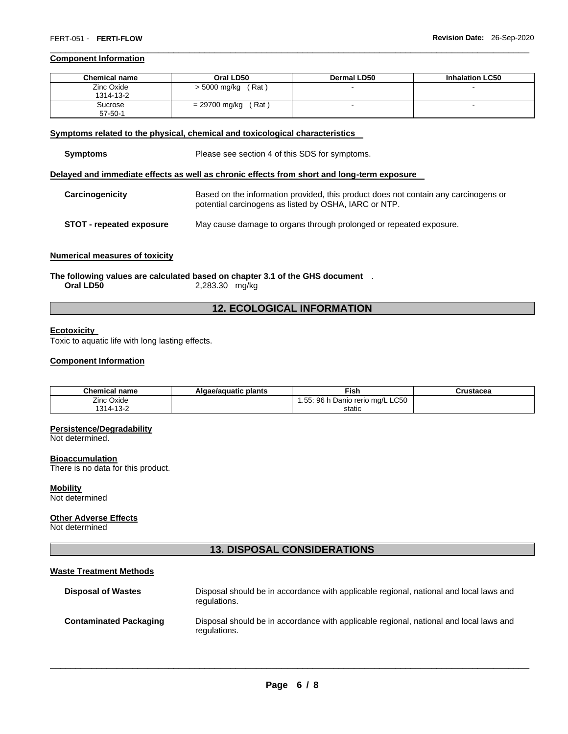### Component Information

| Chemical name | Oral LD50 | Dermal LD50 | Inhalation LC50 |
|---|---|---|---|
| Zinc Oxide<br>1314-13-2 | > 5000 mg/kg ( Rat ) | - | - |
| Sucrose<br>57-50-1 | = 29700 mg/kg ( Rat ) | - | - |

### Symptoms related to the physical, chemical and toxicological characteristics

**Symptoms** Please see section 4 of this SDS for symptoms.

### Delayed and immediate effects as well as chronic effects from short and long-term exposure

**Carcinogenicity** Based on the information provided, this product does not contain any carcinogens or potential carcinogens as listed by OSHA, IARC or NTP.

**STOT - repeated exposure** May cause damage to organs through prolonged or repeated exposure.

### Numerical measures of toxicity

**The following values are calculated based on chapter 3.1 of the GHS document** .

**Oral LD50** 2,283.30 mg/kg

## 12. ECOLOGICAL INFORMATION

### Ecotoxicity

Toxic to aquatic life with long lasting effects.

### Component Information

| Chemical name | Algae/aquatic plants | Fish | Crustacea |
|---|---|---|---|
| Zinc Oxide<br>1314-13-2 | | 1.55: 96 h Danio rerio mg/L LC50 static | |

### Persistence/Degradability

Not determined.

### Bioaccumulation

There is no data for this product.

### Mobility

Not determined

### Other Adverse Effects

Not determined

## 13. DISPOSAL CONSIDERATIONS

### Waste Treatment Methods

**Disposal of Wastes** Disposal should be in accordance with applicable regional, national and local laws and regulations.

**Contaminated Packaging** Disposal should be in accordance with applicable regional, national and local laws and regulations.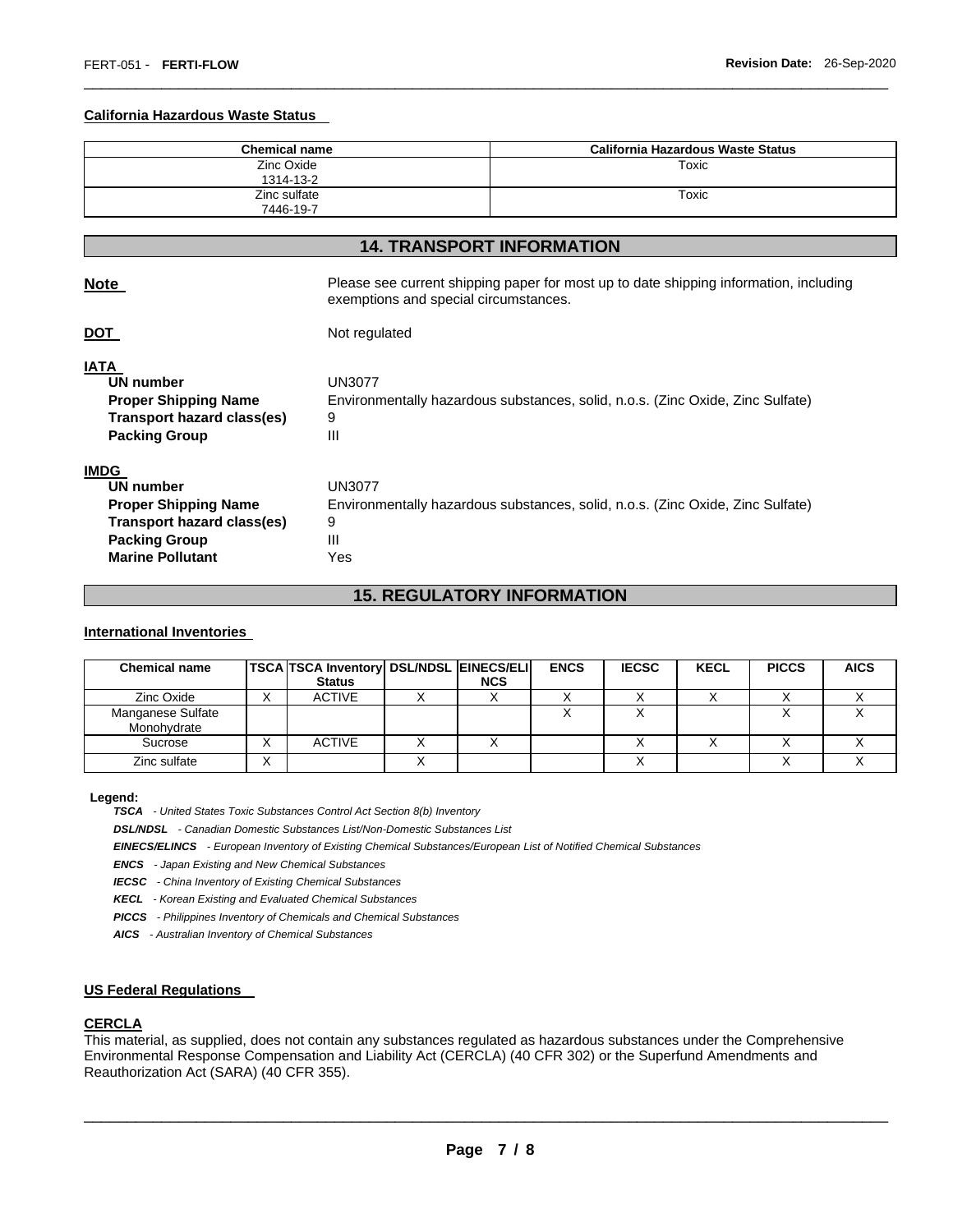#### California Hazardous Waste Status

| Chemical name | California Hazardous Waste Status |
|---|---|
| Zinc Oxide<br>1314-13-2 | Toxic |
| Zinc sulfate<br>7446-19-7 | Toxic |

## 14. TRANSPORT INFORMATION

**Note** Please see current shipping paper for most up to date shipping information, including exemptions and special circumstances.

**DOT** Not regulated

**IATA**

| | |
|---|---|
| **UN number** | UN3077 |
| **Proper Shipping Name** | Environmentally hazardous substances, solid, n.o.s. (Zinc Oxide, Zinc Sulfate) |
| **Transport hazard class(es)** | 9 |
| **Packing Group** | III |

**IMDG**

| | |
|---|---|
| **UN number** | UN3077 |
| **Proper Shipping Name** | Environmentally hazardous substances, solid, n.o.s. (Zinc Oxide, Zinc Sulfate) |
| **Transport hazard class(es)** | 9 |
| **Packing Group** | III |
| **Marine Pollutant** | Yes |

## 15. REGULATORY INFORMATION

#### International Inventories

| Chemical name | TSCA | TSCA Inventory Status | DSL/NDSL | EINECS/ELINCS | ENCS | IECSC | KECL | PICCS | AICS |
|---|---|---|---|---|---|---|---|---|---|
| Zinc Oxide | X | ACTIVE | X | X | X | X | X | X | X |
| Manganese Sulfate Monohydrate | | | | | X | X | | X | X |
| Sucrose | X | ACTIVE | X | X | | X | X | X | X |
| Zinc sulfate | X | | X | | | X | | X | X |

**Legend:**

***TSCA*** *- United States Toxic Substances Control Act Section 8(b) Inventory*

***DSL/NDSL*** *- Canadian Domestic Substances List/Non-Domestic Substances List*

***EINECS/ELINCS*** *- European Inventory of Existing Chemical Substances/European List of Notified Chemical Substances*

***ENCS*** *- Japan Existing and New Chemical Substances*

***IECSC*** *- China Inventory of Existing Chemical Substances*

***KECL*** *- Korean Existing and Evaluated Chemical Substances*

***PICCS*** *- Philippines Inventory of Chemicals and Chemical Substances*

***AICS*** *- Australian Inventory of Chemical Substances*

#### US Federal Regulations

**CERCLA**

This material, as supplied, does not contain any substances regulated as hazardous substances under the Comprehensive Environmental Response Compensation and Liability Act (CERCLA) (40 CFR 302) or the Superfund Amendments and Reauthorization Act (SARA) (40 CFR 355).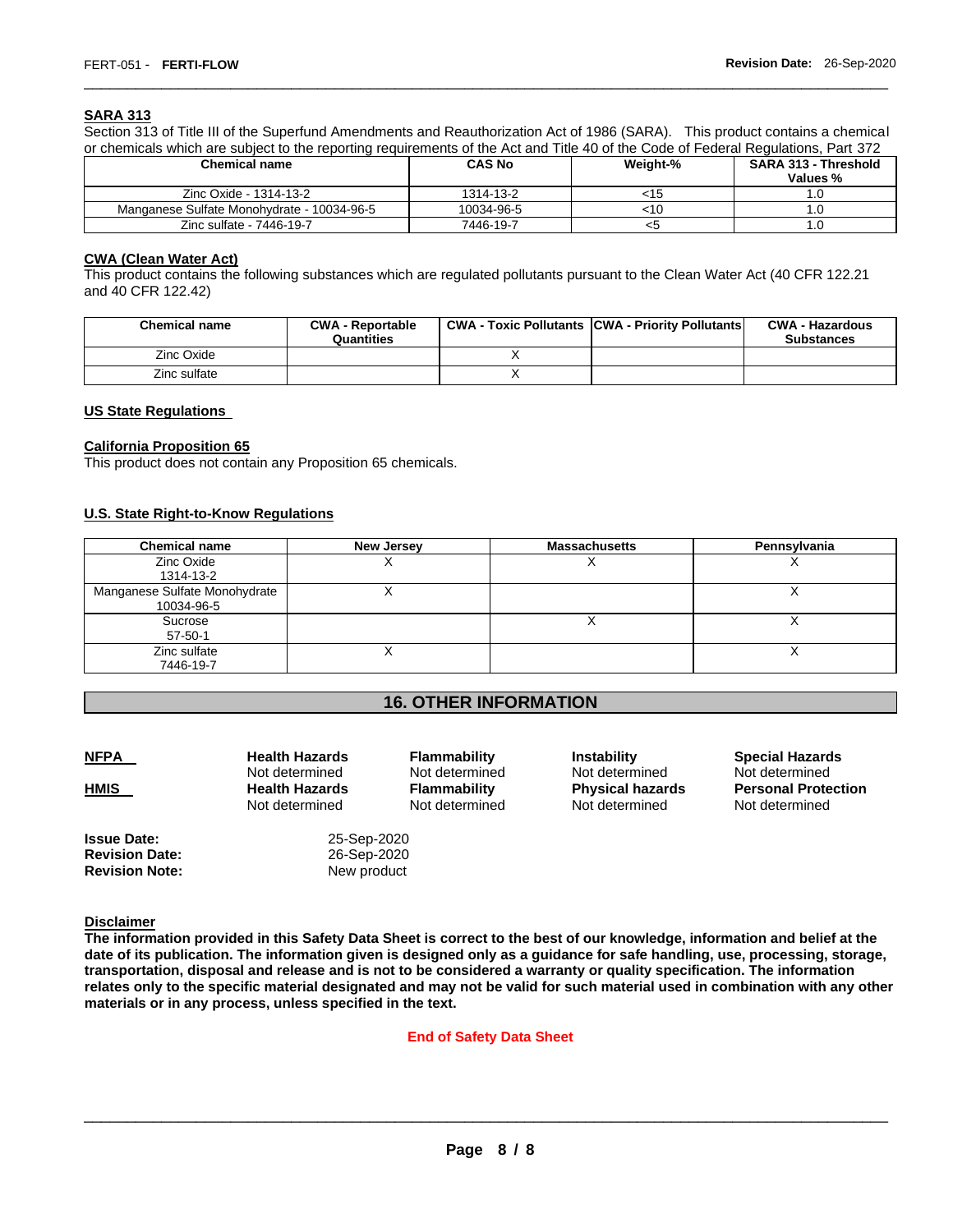### SARA 313

Section 313 of Title III of the Superfund Amendments and Reauthorization Act of 1986 (SARA). This product contains a chemical or chemicals which are subject to the reporting requirements of the Act and Title 40 of the Code of Federal Regulations, Part 372

| Chemical name | CAS No | Weight-% | SARA 313 - Threshold Values % |
|---|---|---|---|
| Zinc Oxide - 1314-13-2 | 1314-13-2 | <15 | 1.0 |
| Manganese Sulfate Monohydrate - 10034-96-5 | 10034-96-5 | <10 | 1.0 |
| Zinc sulfate - 7446-19-7 | 7446-19-7 | <5 | 1.0 |

### CWA (Clean Water Act)

This product contains the following substances which are regulated pollutants pursuant to the Clean Water Act (40 CFR 122.21 and 40 CFR 122.42)

| Chemical name | CWA - Reportable Quantities | CWA - Toxic Pollutants | CWA - Priority Pollutants | CWA - Hazardous Substances |
|---|---|---|---|---|
| Zinc Oxide | | X | | |
| Zinc sulfate | | X | | |

### US State Regulations

### California Proposition 65

This product does not contain any Proposition 65 chemicals.

### U.S. State Right-to-Know Regulations

| Chemical name | New Jersey | Massachusetts | Pennsylvania |
|---|---|---|---|
| Zinc Oxide 1314-13-2 | X | X | X |
| Manganese Sulfate Monohydrate 10034-96-5 | X | | X |
| Sucrose 57-50-1 | | X | X |
| Zinc sulfate 7446-19-7 | X | | X |

## 16. OTHER INFORMATION

| | | | | |
|---|---|---|---|---|
| **NFPA** | **Health Hazards** Not determined | **Flammability** Not determined | **Instability** Not determined | **Special Hazards** Not determined |
| **HMIS** | **Health Hazards** Not determined | **Flammability** Not determined | **Physical hazards** Not determined | **Personal Protection** Not determined |

**Issue Date:** 25-Sep-2020
**Revision Date:** 26-Sep-2020
**Revision Note:** New product

### Disclaimer

**The information provided in this Safety Data Sheet is correct to the best of our knowledge, information and belief at the date of its publication. The information given is designed only as a guidance for safe handling, use, processing, storage, transportation, disposal and release and is not to be considered a warranty or quality specification. The information relates only to the specific material designated and may not be valid for such material used in combination with any other materials or in any process, unless specified in the text.**

**End of Safety Data Sheet**